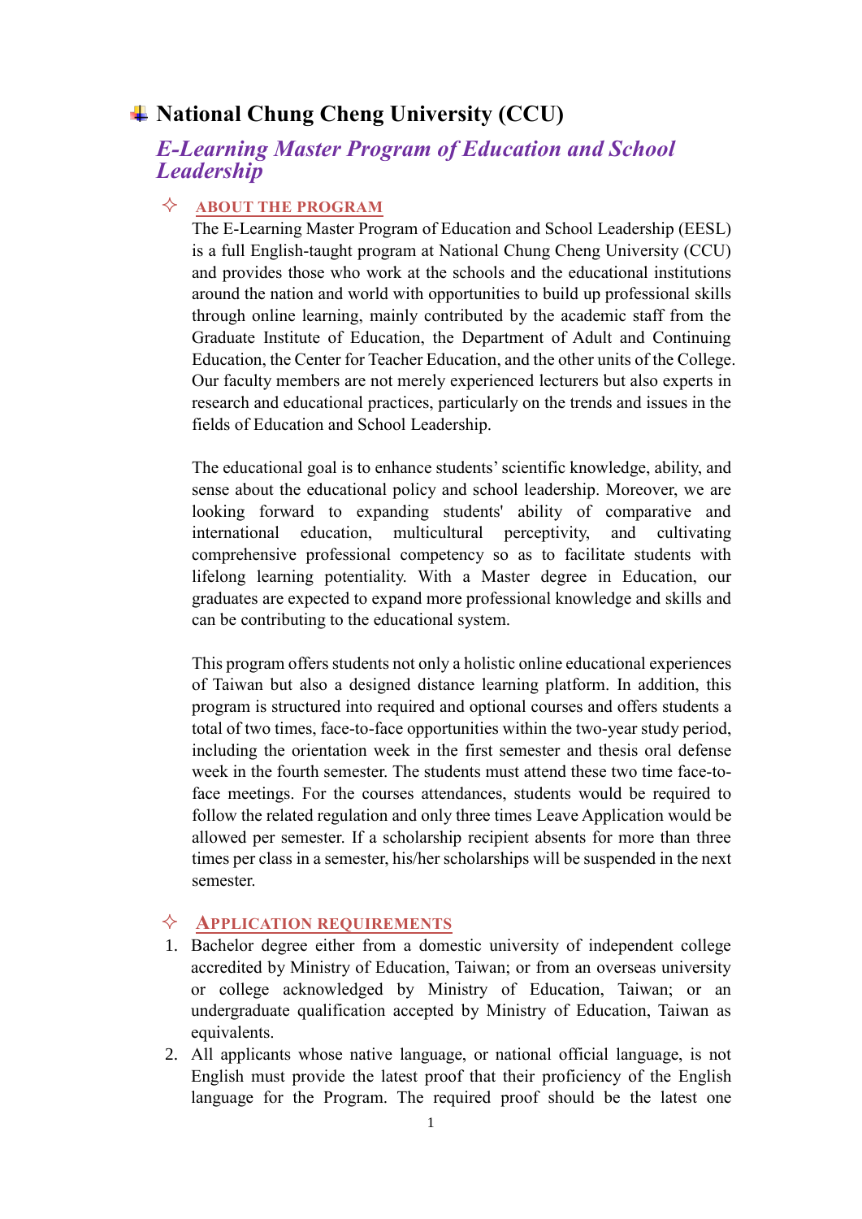# National Chung Cheng University (CCU)

## *E-Learning Master Program of Education and School Leadership*

### ABOUT THE PROGRAM

The E-Learning Master Program of Education and School Leadership (EESL) is a full English-taught program at National Chung Cheng University (CCU) and provides those who work at the schools and the educational institutions around the nation and world with opportunities to build up professional skills through online learning, mainly contributed by the academic staff from the Graduate Institute of Education, the Department of Adult and Continuing Education, the Center for Teacher Education, and the other units of the College. Our faculty members are not merely experienced lecturers but also experts in research and educational practices, particularly on the trends and issues in the fields of Education and School Leadership.

The educational goal is to enhance students' scientific knowledge, ability, and sense about the educational policy and school leadership. Moreover, we are looking forward to expanding students' ability of comparative and international education, multicultural perceptivity, and cultivating comprehensive professional competency so as to facilitate students with lifelong learning potentiality. With a Master degree in Education, our graduates are expected to expand more professional knowledge and skills and can be contributing to the educational system.

This program offers students not only a holistic online educational experiences of Taiwan but also a designed distance learning platform. In addition, this program is structured into required and optional courses and offers students a total of two times, face-to-face opportunities within the two-year study period, including the orientation week in the first semester and thesis oral defense week in the fourth semester. The students must attend these two time face-to-face meetings. For the courses attendances, students would be required to follow the related regulation and only three times Leave Application would be allowed per semester. If a scholarship recipient absents for more than three times per class in a semester, his/her scholarships will be suspended in the next semester.

### APPLICATION REQUIREMENTS

1. Bachelor degree either from a domestic university of independent college accredited by Ministry of Education, Taiwan; or from an overseas university or college acknowledged by Ministry of Education, Taiwan; or an undergraduate qualification accepted by Ministry of Education, Taiwan as equivalents.
2. All applicants whose native language, or national official language, is not English must provide the latest proof that their proficiency of the English language for the Program. The required proof should be the latest one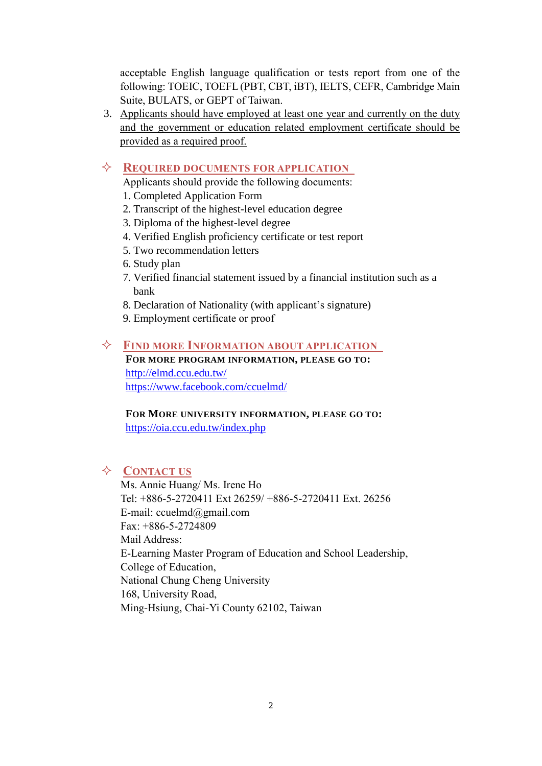acceptable English language qualification or tests report from one of the following: TOEIC, TOEFL (PBT, CBT, iBT), IELTS, CEFR, Cambridge Main Suite, BULATS, or GEPT of Taiwan.

3. Applicants should have employed at least one year and currently on the duty and the government or education related employment certificate should be provided as a required proof.

## ✧ REQUIRED DOCUMENTS FOR APPLICATION

Applicants should provide the following documents:

1. Completed Application Form
2. Transcript of the highest-level education degree
3. Diploma of the highest-level degree
4. Verified English proficiency certificate or test report
5. Two recommendation letters
6. Study plan
7. Verified financial statement issued by a financial institution such as a bank
8. Declaration of Nationality (with applicant's signature)
9. Employment certificate or proof

## ✧ FIND MORE INFORMATION ABOUT APPLICATION

**FOR MORE PROGRAM INFORMATION, PLEASE GO TO:**

http://elmd.ccu.edu.tw/

https://www.facebook.com/ccuelmd/

**FOR MORE UNIVERSITY INFORMATION, PLEASE GO TO:**

https://oia.ccu.edu.tw/index.php

## ✧ CONTACT US

Ms. Annie Huang/ Ms. Irene Ho

Tel: +886-5-2720411 Ext 26259/ +886-5-2720411 Ext. 26256

E-mail: ccuelmd@gmail.com

Fax: +886-5-2724809

Mail Address:

E-Learning Master Program of Education and School Leadership,

College of Education,

National Chung Cheng University

168, University Road,

Ming-Hsiung, Chai-Yi County 62102, Taiwan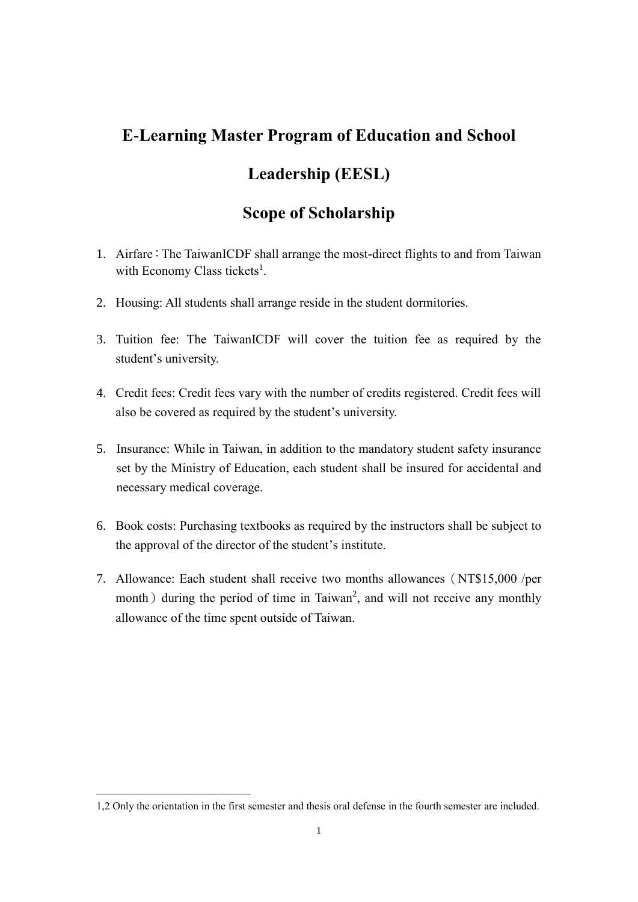# E-Learning Master Program of Education and School Leadership (EESL)

# Scope of Scholarship

1. Airfare：The TaiwanICDF shall arrange the most-direct flights to and from Taiwan with Economy Class tickets[1].
2. Housing: All students shall arrange reside in the student dormitories.
3. Tuition fee: The TaiwanICDF will cover the tuition fee as required by the student's university.
4. Credit fees: Credit fees vary with the number of credits registered. Credit fees will also be covered as required by the student's university.
5. Insurance: While in Taiwan, in addition to the mandatory student safety insurance set by the Ministry of Education, each student shall be insured for accidental and necessary medical coverage.
6. Book costs: Purchasing textbooks as required by the instructors shall be subject to the approval of the director of the student's institute.
7. Allowance: Each student shall receive two months allowances（NT$15,000 /per month）during the period of time in Taiwan[2], and will not receive any monthly allowance of the time spent outside of Taiwan.

---

1,2 Only the orientation in the first semester and thesis oral defense in the fourth semester are included.